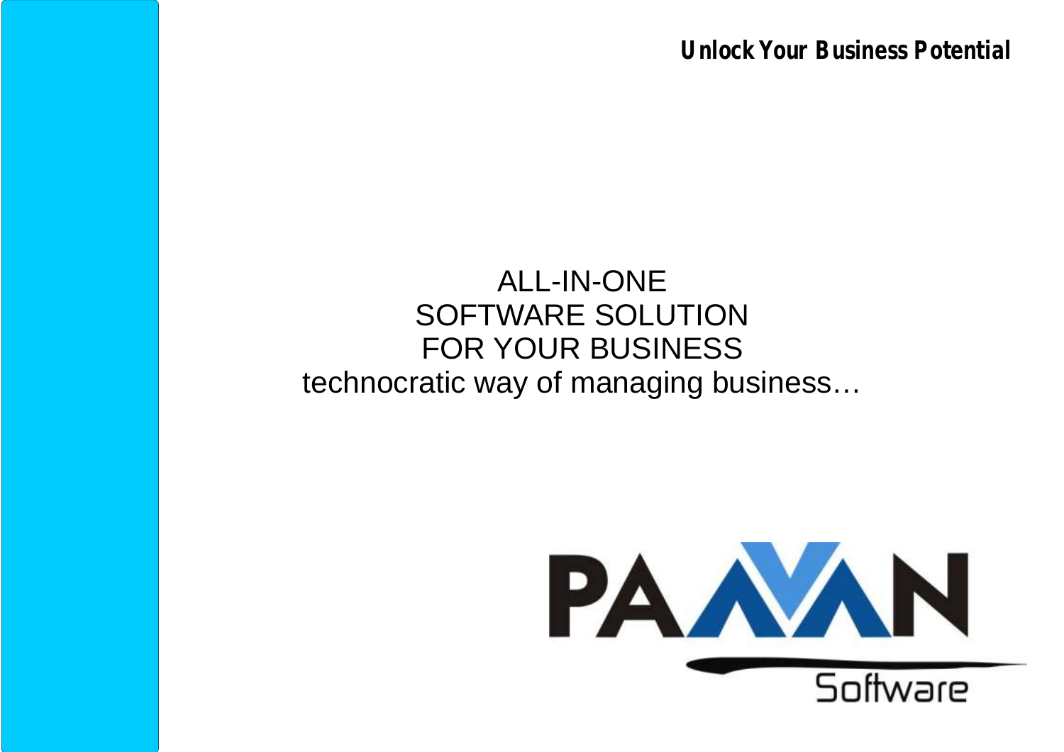**Unlock Your Business Potential**

ALL-IN-ONE
SOFTWARE SOLUTION
FOR YOUR BUSINESS
technocratic way of managing business…

PAVAN
Software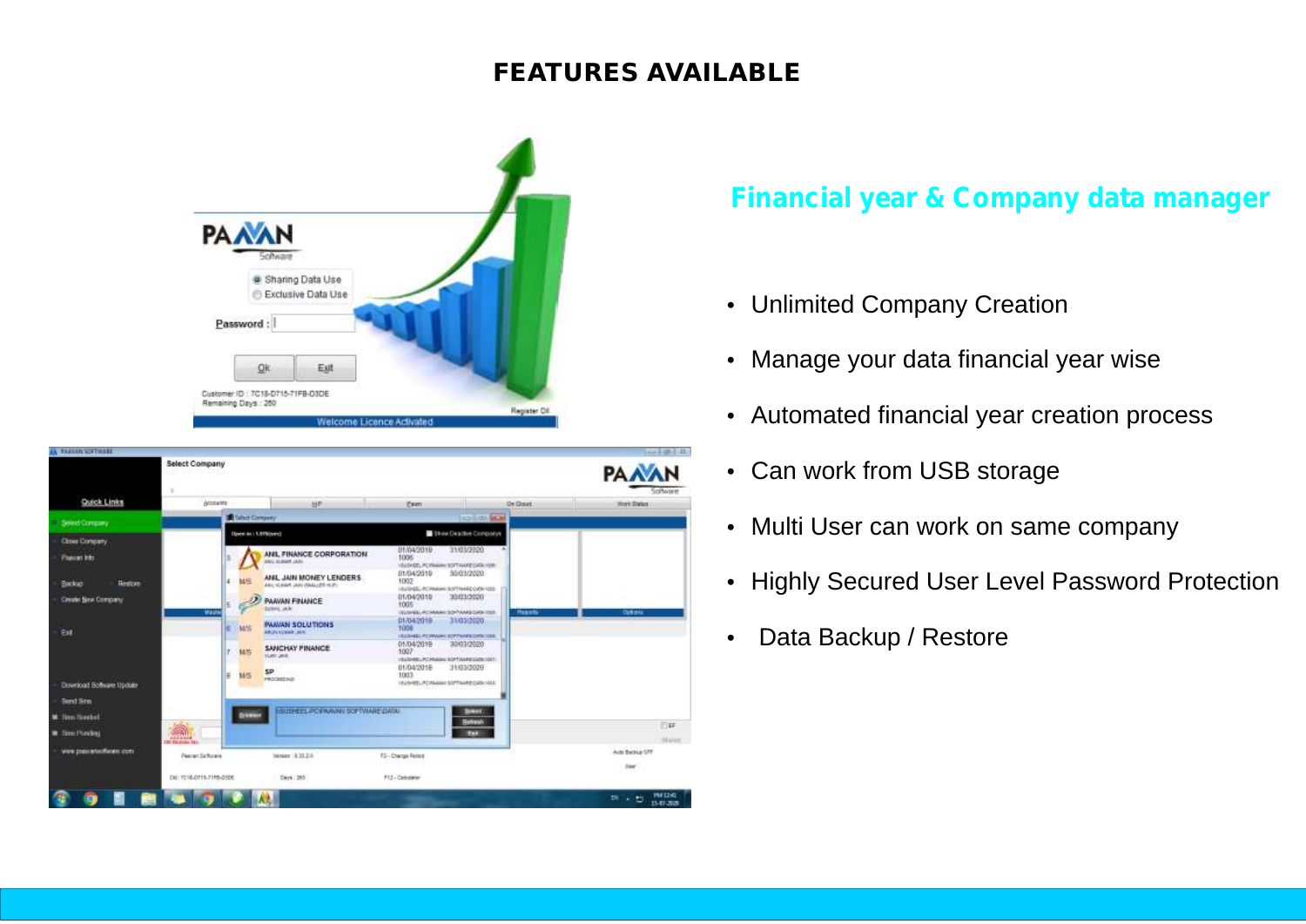# FEATURES AVAILABLE

## Financial year & Company data manager

- Unlimited Company Creation
- Manage your data financial year wise
- Automated financial year creation process
- Can work from USB storage
- Multi User can work on same company
- Highly Secured User Level Password Protection
- Data Backup / Restore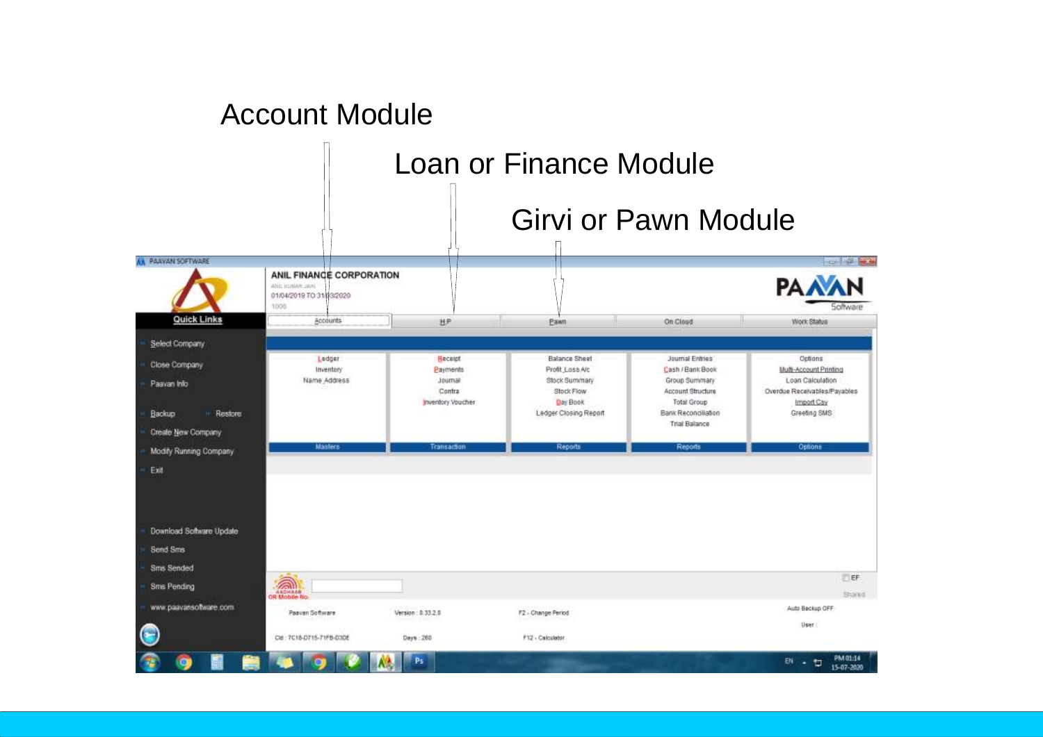Account Module

Loan or Finance Module

Girvi or Pawn Module

PAAVAN SOFTWARE

ANIL FINANCE CORPORATION

01/04/2019 TO 31/03/2020

Quick Links

- Select Company
- Close Company
- Paavan Info
- Backup
- Restore
- Create New Company
- Modify Running Company
- Exit
- Download Software Update
- Send Sms
- Sms Sended
- Sms Pending
- www.paavansoftware.com

| Accounts | HP | Pawn | On Cloud | Work Status |
|---|---|---|---|---|
| Ledger | Receipt | Balance Sheet | Journal Entries | Options |
| Inventory | Payments | Profit_Loss A/c | Cash / Bank Book | Multi-Account Printing |
| Name_Address | Journal | Stock Summary | Group Summary | Loan Calculation |
| | Contra | Stock Flow | Account Structure | Overdue Receivables/Payables |
| | Inventory Voucher | Day Book | Total Group | Import Csv |
| | | Ledger Closing Report | Bank Reconciliation | Greeting SMS |
| | | | Trial Balance | |
| Masters | Transaction | Reports | Reports | Options |

Paavan Software | Version : 0.33.2.0 | F2 - Change Period | Auto Backup OFF

Days : 260 | F12 - Calculator | User :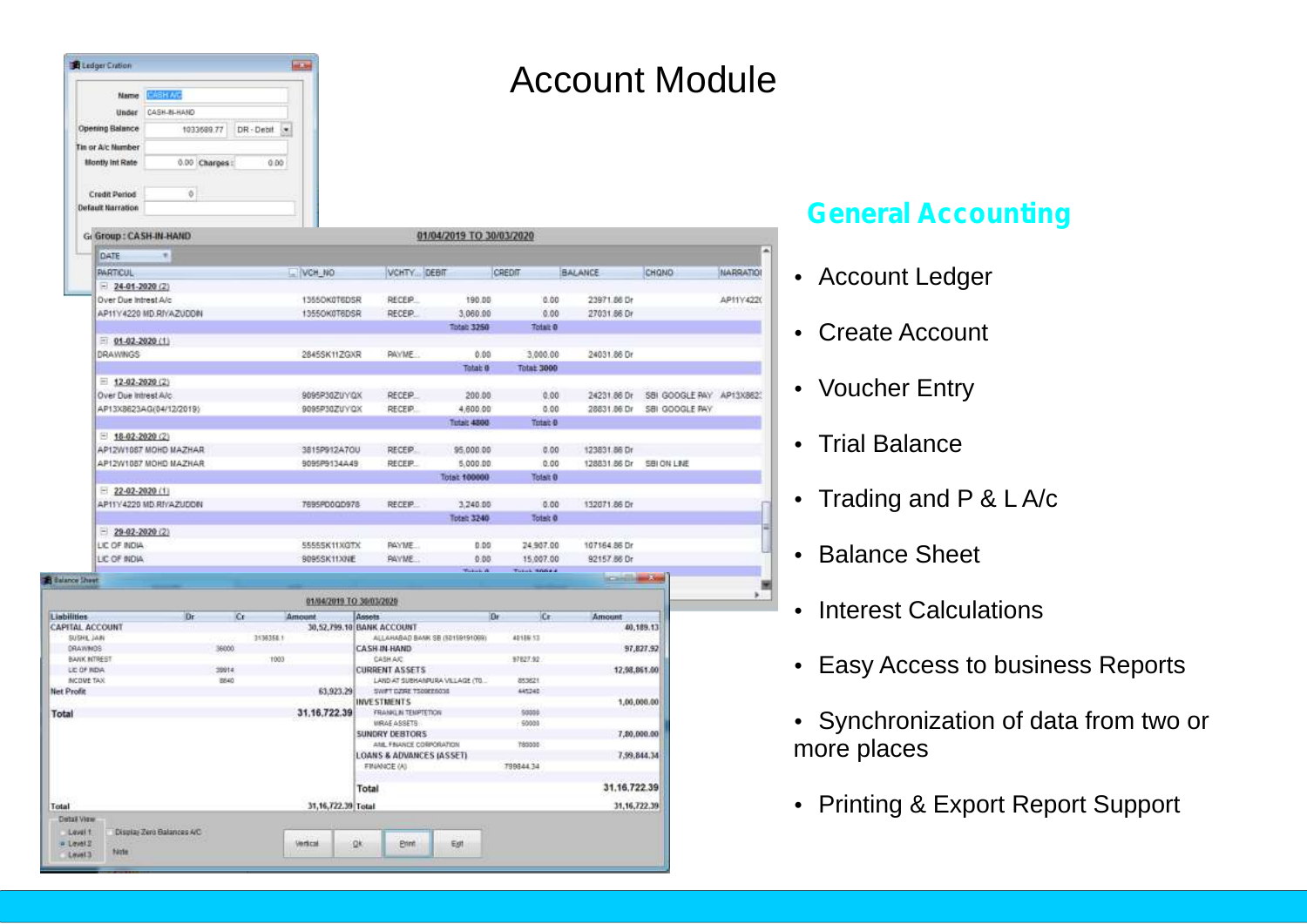# Account Module

## General Accounting

- Account Ledger
- Create Account
- Voucher Entry
- Trial Balance
- Trading and P & L A/c
- Balance Sheet
- Interest Calculations
- Easy Access to business Reports
- Synchronization of data from two or more places
- Printing & Export Report Support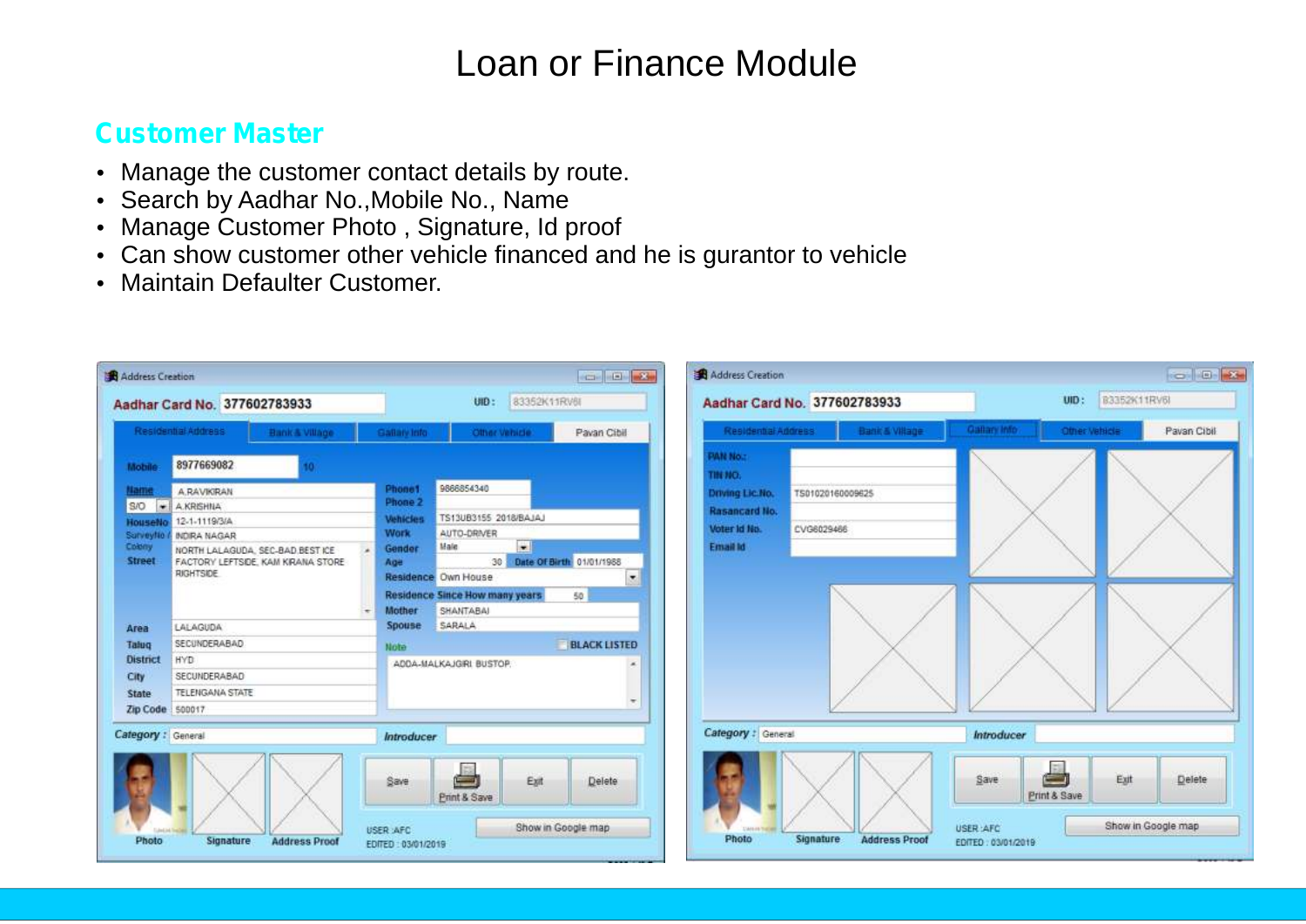# Loan or Finance Module

## Customer Master

- Manage the customer contact details by route.
- Search by Aadhar No.,Mobile No., Name
- Manage Customer Photo , Signature, Id proof
- Can show customer other vehicle financed and he is gurantor to vehicle
- Maintain Defaulter Customer.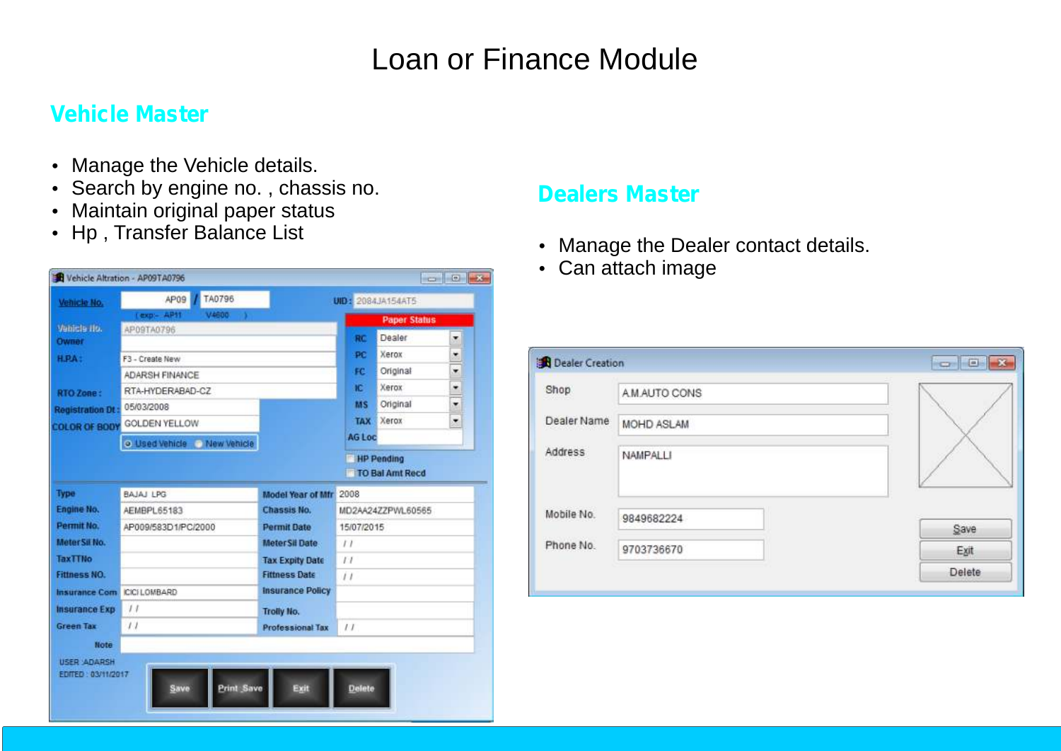# Loan or Finance Module

## Vehicle Master

- Manage the Vehicle details.
- Search by engine no. , chassis no.
- Maintain original paper status
- Hp , Transfer Balance List

## Dealers Master

- Manage the Dealer contact details.
- Can attach image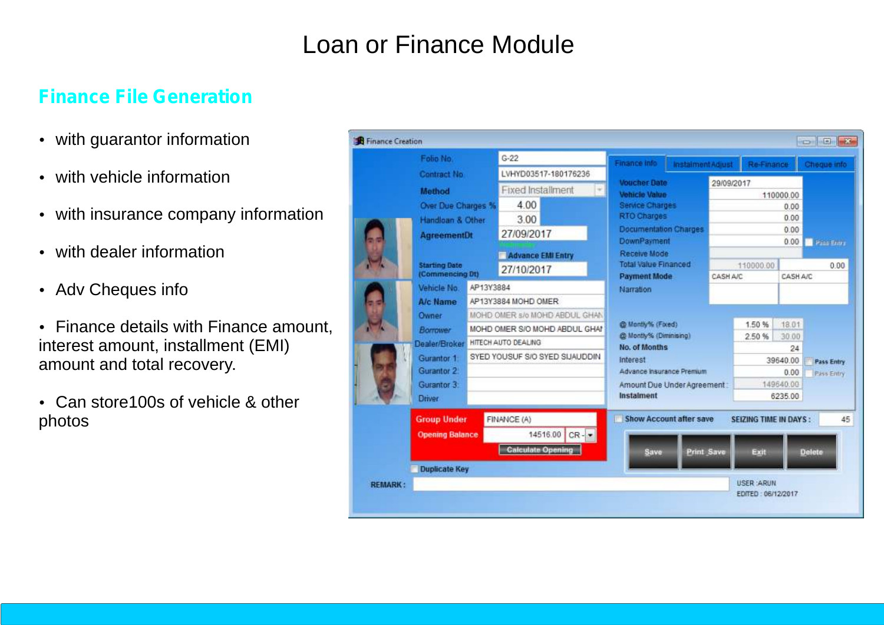# Loan or Finance Module

## Finance File Generation

- with guarantor information
- with vehicle information
- with insurance company information
- with dealer information
- Adv Cheques info
- Finance details with Finance amount, interest amount, installment (EMI) amount and total recovery.
- Can store100s of vehicle & other photos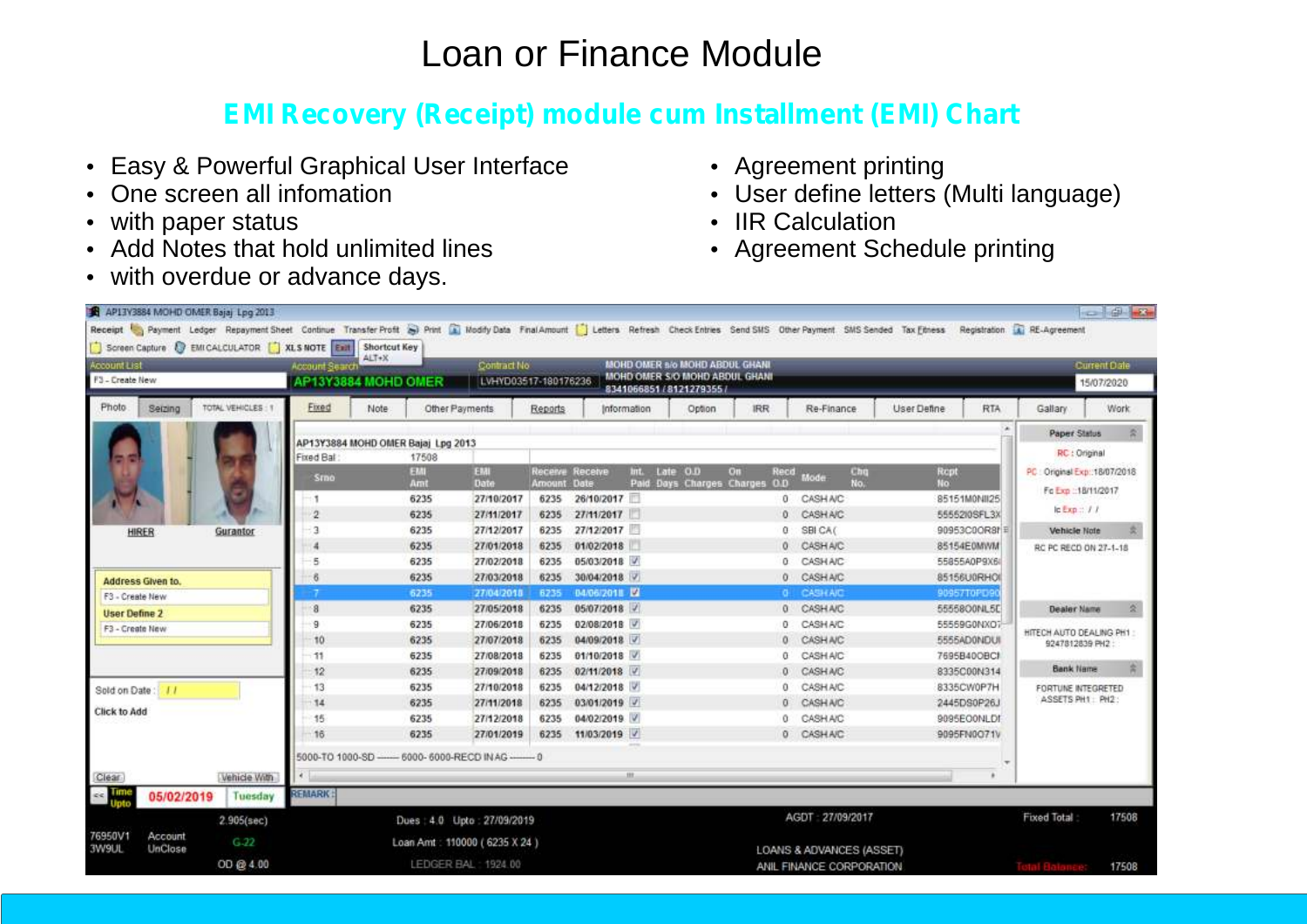# Loan or Finance Module

## EMI Recovery (Receipt) module cum Installment (EMI) Chart

- Easy & Powerful Graphical User Interface
- One screen all infomation
- with paper status
- Add Notes that hold unlimited lines
- with overdue or advance days.
- Agreement printing
- User define letters (Multi language)
- IIR Calculation
- Agreement Schedule printing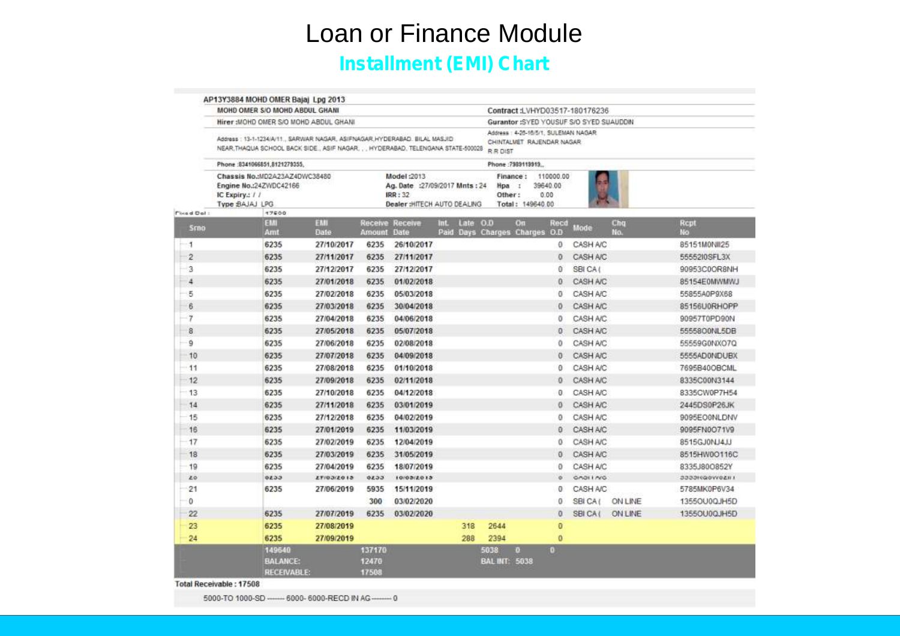# Loan or Finance Module

## Installment (EMI) Chart

**AP13Y3884 MOHD OMER Bajaj Lpg 2013**

| | |
|---|---|
| **MOHD OMER S/O MOHD ABDUL GHANI** | **Contract :**LVHYD03517-180176236 |
| **Hirer :**MOHD OMER S/O MOHD ABDUL GHANI | **Gurantor :**SYED YOUSUF S/O SYED SUAUDDIN |
| Address : 13-1-1234/A/11., SARWAR NAGAR, ASIFNAGAR,HYDERABAD. BILAL MASJID NEAR,THAQUA SCHOOL BACK SIDE., ASIF NAGAR, , , HYDERABAD, TELENGANA STATE-500028 | Address : 4-26-16/5/1, SULEMAN NAGAR CHINTALMET RAJENDAR NAGAR R R DIST |
| Phone :8341066851,8121279355, | Phone :7989119919,, |

**Chassis No.:**MD2A23AZ4DWC38480
**Engine No.:**24ZWDC42166
**IC Expiry.:** / /
**Type :**BAJAJ LPG

**Model :**2013
**Ag. Date :**27/09/2017 **Mnts :** 24
**IRR :** 32
**Dealer :**HITECH AUTO DEALING

**Finance :** 110000.00
**Hpa :** 39640.00
**Other :** 0.00
**Total :** 149640.00

Fixed Del : 17600

| Srno | EMI Amt | EMI Date | Receive Amount | Receive Date | Int. Paid | Late Days | O.D Charges | On Charges | Recd O.D | Mode | Chq No. | Rcpt No |
|---|---|---|---|---|---|---|---|---|---|---|---|---|
| 1 | 6235 | 27/10/2017 | 6235 | 26/10/2017 | | | | | 0 | CASH A/C | | 85151M0NII25 |
| 2 | 6235 | 27/11/2017 | 6235 | 27/11/2017 | | | | | 0 | CASH A/C | | 5555210SFL3X |
| 3 | 6235 | 27/12/2017 | 6235 | 27/12/2017 | | | | | 0 | SBI CA ( | | 90953C0OR8NH |
| 4 | 6235 | 27/01/2018 | 6235 | 01/02/2018 | | | | | 0 | CASH A/C | | 85154E0MWMWJ |
| 5 | 6235 | 27/02/2018 | 6235 | 05/03/2018 | | | | | 0 | CASH A/C | | 55855A0P9X68 |
| 6 | 6235 | 27/03/2018 | 6235 | 30/04/2018 | | | | | 0 | CASH A/C | | 85156U0RHOPP |
| 7 | 6235 | 27/04/2018 | 6235 | 04/06/2018 | | | | | 0 | CASH A/C | | 90957T0PD90N |
| 8 | 6235 | 27/05/2018 | 6235 | 05/07/2018 | | | | | 0 | CASH A/C | | 55558O0NL5DB |
| 9 | 6235 | 27/06/2018 | 6235 | 02/08/2018 | | | | | 0 | CASH A/C | | 55559G0NXO7Q |
| 10 | 6235 | 27/07/2018 | 6235 | 04/09/2018 | | | | | 0 | CASH A/C | | 5555AD0NDUBX |
| 11 | 6235 | 27/08/2018 | 6235 | 01/10/2018 | | | | | 0 | CASH A/C | | 7695B40OBCML |
| 12 | 6235 | 27/09/2018 | 6235 | 02/11/2018 | | | | | 0 | CASH A/C | | 8335C00N3144 |
| 13 | 6235 | 27/10/2018 | 6235 | 04/12/2018 | | | | | 0 | CASH A/C | | 8335CW0P7H54 |
| 14 | 6235 | 27/11/2018 | 6235 | 03/01/2019 | | | | | 0 | CASH A/C | | 2445DS0P26JK |
| 15 | 6235 | 27/12/2018 | 6235 | 04/02/2019 | | | | | 0 | CASH A/C | | 9095EO0NLDNV |
| 16 | 6235 | 27/01/2019 | 6235 | 11/03/2019 | | | | | 0 | CASH A/C | | 9095FN0O71V9 |
| 17 | 6235 | 27/02/2019 | 6235 | 12/04/2019 | | | | | 0 | CASH A/C | | 8515GJ0NJ4JJ |
| 18 | 6235 | 27/03/2019 | 6235 | 31/05/2019 | | | | | 0 | CASH A/C | | 8515HW0O116C |
| 19 | 6235 | 27/04/2019 | 6235 | 18/07/2019 | | | | | 0 | CASH A/C | | 8335J80O852Y |
| 20 | 6235 | 27/05/2019 | 6235 | 10/09/2019 | | | | | 0 | CASH A/C | | 5555IKQ0W0ZII1 |
| 21 | 6235 | 27/06/2019 | 5935 | 15/11/2019 | | | | | 0 | CASH A/C | | 5785MK0P6V34 |
| 0 | | | 300 | 03/02/2020 | | | | | 0 | SBI CA ( | ON LINE | 1355OU0QJH5D |
| 22 | 6235 | 27/07/2019 | 6235 | 03/02/2020 | | | | | 0 | SBI CA ( | ON LINE | 1355OU0QJH5D |
| 23 | 6235 | 27/08/2019 | | | | 318 | 2644 | | 0 | | | |
| 24 | 6235 | 27/09/2019 | | | | 288 | 2394 | | 0 | | | |
| | 149640 | | 137170 | | | | 5038 | 0 | 0 | | | |
| | BALANCE: | | 12470 | | | | BAL INT: 5038 | | | | | |
| | RECEIVABLE: | | 17508 | | | | | | | | | |

**Total Receivable : 17508**

5000-TO 1000-SD ------- 6000- 6000-RECD IN AG-------- 0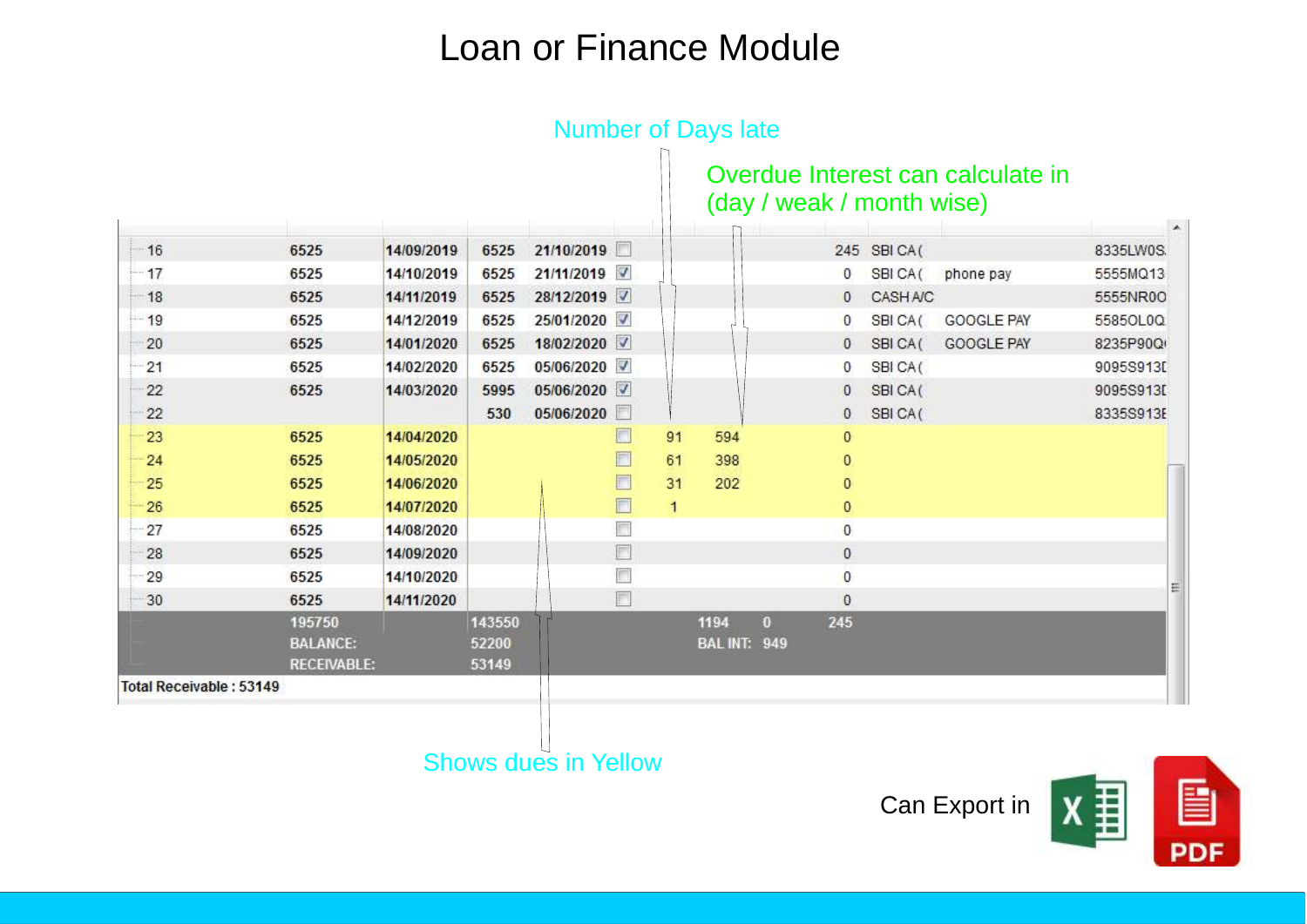# Loan or Finance Module

Number of Days late

Overdue Interest can calculate in (day / weak / month wise)

| | | | | | | | | | | | |
|---|---|---|---|---|---|---|---|---|---|---|---|
| 16 | 6525 | 14/09/2019 | 6525 | 21/10/2019 | ☐ | | | 245 | SBI CA( | | 8335LW0S |
| 17 | 6525 | 14/10/2019 | 6525 | 21/11/2019 | ☑ | | | 0 | SBI CA( | phone pay | 5555MQ13 |
| 18 | 6525 | 14/11/2019 | 6525 | 28/12/2019 | ☑ | | | 0 | CASH A/C | | 5555NR0O |
| 19 | 6525 | 14/12/2019 | 6525 | 25/01/2020 | ☑ | | | 0 | SBI CA( | GOOGLE PAY | 5585OL0Q |
| 20 | 6525 | 14/01/2020 | 6525 | 18/02/2020 | ☑ | | | 0 | SBI CA( | GOOGLE PAY | 8235P90Q |
| 21 | 6525 | 14/02/2020 | 6525 | 05/06/2020 | ☑ | | | 0 | SBI CA( | | 9095S913 |
| 22 | 6525 | 14/03/2020 | 5995 | 05/06/2020 | ☑ | | | 0 | SBI CA( | | 9095S913 |
| 22 | | | 530 | 05/06/2020 | ☐ | | | 0 | SBI CA( | | 8335S913 |
| 23 | 6525 | 14/04/2020 | | | ☐ | 91 | 594 | 0 | | | |
| 24 | 6525 | 14/05/2020 | | | ☐ | 61 | 398 | 0 | | | |
| 25 | 6525 | 14/06/2020 | | | ☐ | 31 | 202 | 0 | | | |
| 26 | 6525 | 14/07/2020 | | | ☐ | 1 | | 0 | | | |
| 27 | 6525 | 14/08/2020 | | | ☐ | | | 0 | | | |
| 28 | 6525 | 14/09/2020 | | | ☐ | | | 0 | | | |
| 29 | 6525 | 14/10/2020 | | | ☐ | | | 0 | | | |
| 30 | 6525 | 14/11/2020 | | | ☐ | | | 0 | | | |
| | 195750 | | 143550 | | | | 1194 0 | 245 | | | |
| | BALANCE: | | 52200 | | | | BAL INT: 949 | | | | |
| | RECEIVABLE: | | 53149 | | | | | | | | |

Total Receivable : 53149

Shows dues in Yellow

Can Export in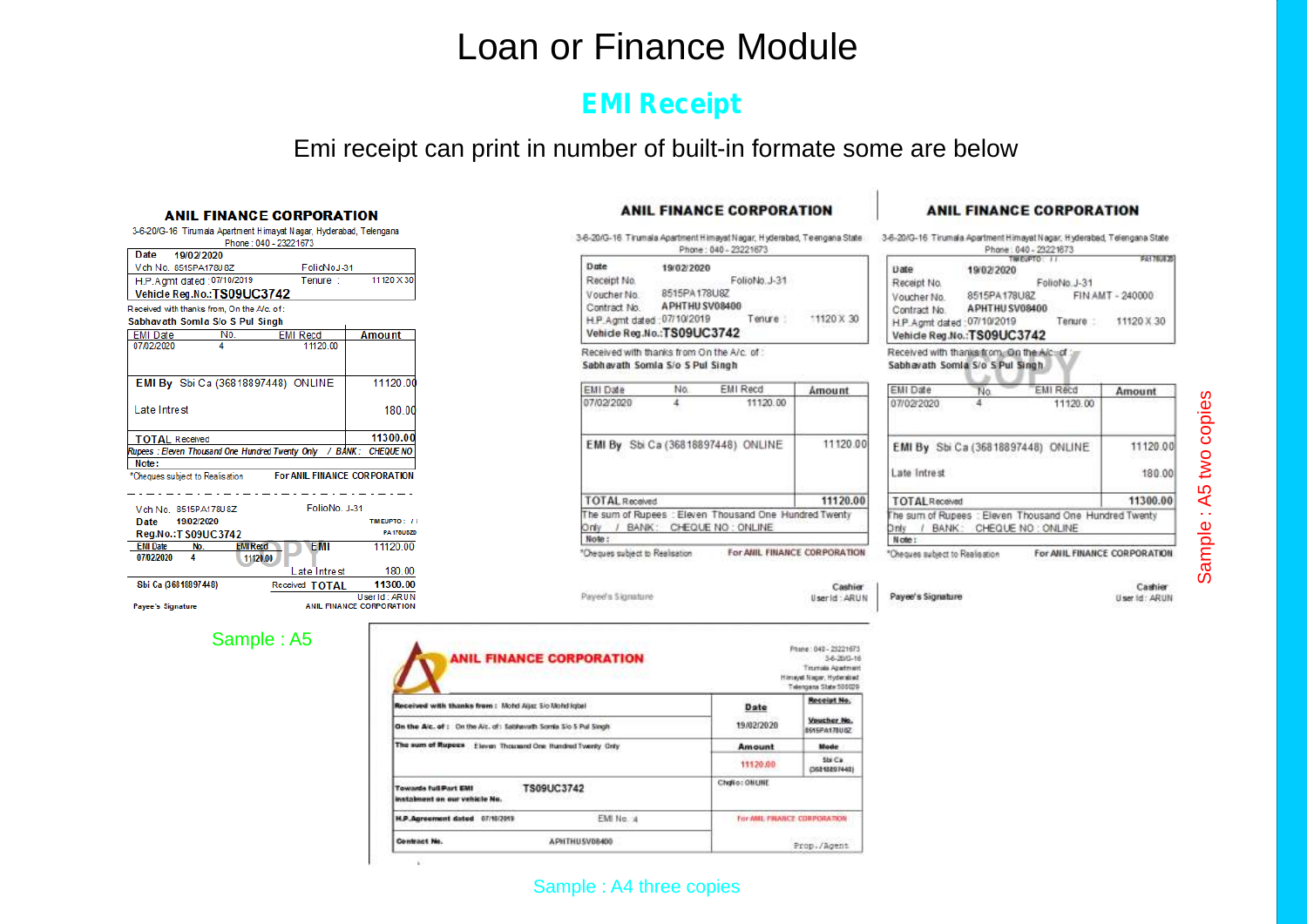# Loan or Finance Module

## EMI Receipt

Emi receipt can print in number of built-in formate some are below

**ANIL FINANCE CORPORATION**

3-6-20/G-16 Tirumala Apartment Himayat Nagar, Hyderabad, Telengana
Phone : 040 - 23221673

| Date 19/02/2020 | |
|---|---|
| Vch No. 8515PA178U8Z | FolioNo.J-31 |
| H.P.Agmt dated :07/10/2019 | Tenure : 11120 X 30 |
| Vehicle Reg.No.:TS09UC3742 | |

Received with thanks from, On the A/c. of:
Sabhavath Somla S/o S Pul Singh

| EMI Date | No. | EMI Recd | Amount |
|---|---|---|---|
| 07/02/2020 | 4 | 11120.00 | |
| EMI By Sbi Ca (36818897448) ONLINE | | | 11120.00 |
| Late Intrest | | | 180.00 |
| TOTAL Received | | | 11300.00 |

Rupees : Eleven Thousand One Hundred Twenty Only / BANK : CHEQUE NO
Note :
*Cheques subject to Realisation — For ANIL FINANCE CORPORATION

Vch No. 8515PA178U8Z — FolioNo. J-31
Date 19/02/2020 — TIMEUPTO : / /
Reg.No.:TS09UC3742 — PA178U8Z

| EMI Date | No. | EMI Recd | EMI | 11120.00 |
|---|---|---|---|---|
| 07/02/2020 | 4 | 11120.00 | Late Intrest | 180.00 |
| Sbi Ca (36818897448) | | | Received TOTAL | 11300.00 |

Payee's Signature — User Id : ARUN — ANIL FINANCE CORPORATION

Sample : A5

**ANIL FINANCE CORPORATION**

3-6-20/G-16 Tirumala Apartment Himayat Nagar, Hyderabad, Telengana State
Phone : 040 - 23221673

| Date 19/02/2020 | |
|---|---|
| Receipt No. | FolioNo.J-31 |
| Voucher No. 8515PA178U8Z | |
| Contract No. APHTHUSV08400 | |
| H.P.Agmt dated :07/10/2019 | Tenure : 11120 X 30 |
| Vehicle Reg.No.:TS09UC3742 | |

Received with thanks from On the A/c. of :
Sabhavath Somla S/o S Pul Singh

| EMI Date | No. | EMI Recd | Amount |
|---|---|---|---|
| 07/02/2020 | 4 | 11120.00 | |
| EMI By Sbi Ca (36818897448) ONLINE | | | 11120.00 |
| TOTAL Received | | | 11120.00 |

The sum of Rupees : Eleven Thousand One Hundred Twenty Only / BANK : CHEQUE NO : ONLINE
Note :
*Cheques subject to Realisation — For ANIL FINANCE CORPORATION

Payee's Signature — Cashier — User id : ARUN

**ANIL FINANCE CORPORATION**

3-6-20/G-16 Tirumala Apartment Himayat Nagar, Hyderabad, Telengana State
Phone : 040 - 23221673

| Date 19/02/2020 | |
|---|---|
| Receipt No. | FolioNo.J-31 |
| Voucher No. 8515PA178U8Z | FIN AMT - 240000 |
| Contract No. APHTHUSV08400 | |
| H.P.Agmt dated :07/10/2019 | Tenure : 11120 X 30 |
| Vehicle Reg.No.:TS09UC3742 | |

Received with thanks from, On the A/c. of :
Sabhavath Somla S/o S Pul Singh

| EMI Date | No. | EMI Recd | Amount |
|---|---|---|---|
| 07/02/2020 | 4 | 11120.00 | |
| EMI By Sbi Ca (36818897448) ONLINE | | | 11120.00 |
| Late Intrest | | | 180.00 |
| TOTAL Received | | | 11300.00 |

The sum of Rupees : Eleven Thousand One Hundred Twenty Only / BANK : CHEQUE NO : ONLINE
Note :
*Cheques subject to Realisation — For ANIL FINANCE CORPORATION

Payee's Signature — Cashier — User Id : ARUN

Sample : A5 two copies

**ANIL FINANCE CORPORATION**

Phone : 040 - 23221673
3-6-20/G-16
Tirumala Apartment
Himayat Nagar, Hyderabad
Telengana State 500029

| | Date | Receipt No. |
|---|---|---|
| Received with thanks from : Mohd Aijaz S/o Mohd Iqbal | | |
| On the A/c. of : On the A/c. of: Sabhavath Somla S/o S Pul Singh | 19/02/2020 | Voucher No. 8515PA178U8Z |
| The sum of Rupees Eleven Thousand One Hundred Twenty Only | Amount | Mode |
| | 11120.00 | Sbi Ca (36818897448) |
| Towards full/Part EMI instalment on our vehicle No. TS09UC3742 | ChqNo : ONLINE | |
| H.P.Agreement dated 07/10/2019 EMI No. 4 | For ANIL FINANCE CORPORATION | |
| Contract No. APHTHUSV08400 | Prop./Agent | |

Sample : A4 three copies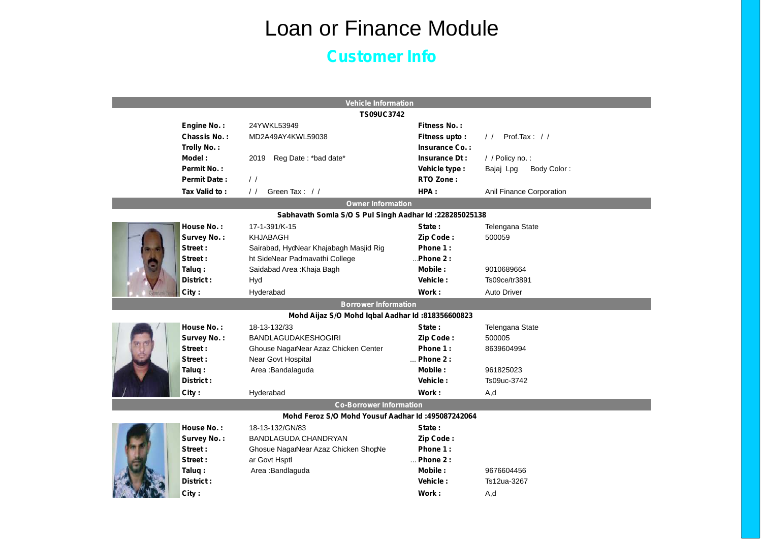# Loan or Finance Module

## Customer Info

### Vehicle Information

**TS09UC3742**

| | | | |
|---|---|---|---|
| **Engine No. :** | 24YWKL53949 | **Fitness No. :** | |
| **Chassis No. :** | MD2A49AY4KWL59038 | **Fitness upto :** | / / Prof.Tax : / / |
| **Trolly No. :** | | **Insurance Co. :** | |
| **Model :** | 2019 Reg Date : *bad date* | **Insurance Dt :** | / / Policy no. : |
| **Permit No. :** | | **Vehicle type :** | Bajaj Lpg Body Color : |
| **Permit Date :** | / / | **RTO Zone :** | |
| **Tax Valid to :** | / / Green Tax : / / | **HPA :** | Anil Finance Corporation |

### Owner Information

**Sabhavath Somla S/O S Pul Singh Aadhar Id :228285025138**

| | | | |
|---|---|---|---|
| **House No. :** | 17-1-391/K-15 | **State :** | Telengana State |
| **Survey No. :** | KHJABAGH | **Zip Code :** | 500059 |
| **Street :** | Sairabad, HydNear Khajabagh Masjid Rig | **Phone 1 :** | |
| **Street :** | ht SideNear Padmavathi College | ...**Phone 2 :** | |
| **Taluq :** | Saidabad Area :Khaja Bagh | **Mobile :** | 9010689664 |
| **District :** | Hyd | **Vehicle :** | Ts09ce/tr3891 |
| **City :** | Hyderabad | **Work :** | Auto Driver |

### Borrower Information

**Mohd Aijaz S/O Mohd Iqbal Aadhar Id :818356600823**

| | | | |
|---|---|---|---|
| **House No. :** | 18-13-132/33 | **State :** | Telengana State |
| **Survey No. :** | BANDLAGUDAKESHOGIRI | **Zip Code :** | 500005 |
| **Street :** | Ghouse NagarNear Azaz Chicken Center | **Phone 1 :** | 8639604994 |
| **Street :** | Near Govt Hospital | ... **Phone 2 :** | |
| **Taluq :** | Area :Bandalaguda | **Mobile :** | 961825023 |
| **District :** | | **Vehicle :** | Ts09uc-3742 |
| **City :** | Hyderabad | **Work :** | A,d |

### Co-Borrower Information

**Mohd Feroz S/O Mohd Yousuf Aadhar Id :495087242064**

| | | | |
|---|---|---|---|
| **House No. :** | 18-13-132/GN/83 | **State :** | |
| **Survey No. :** | BANDLAGUDA CHANDRYAN | **Zip Code :** | |
| **Street :** | Ghosue NagarNear Azaz Chicken ShopNe | **Phone 1 :** | |
| **Street :** | ar Govt Hsptl | ... **Phone 2 :** | |
| **Taluq :** | Area :Bandlaguda | **Mobile :** | 9676604456 |
| **District :** | | **Vehicle :** | Ts12ua-3267 |
| **City :** | | **Work :** | A,d |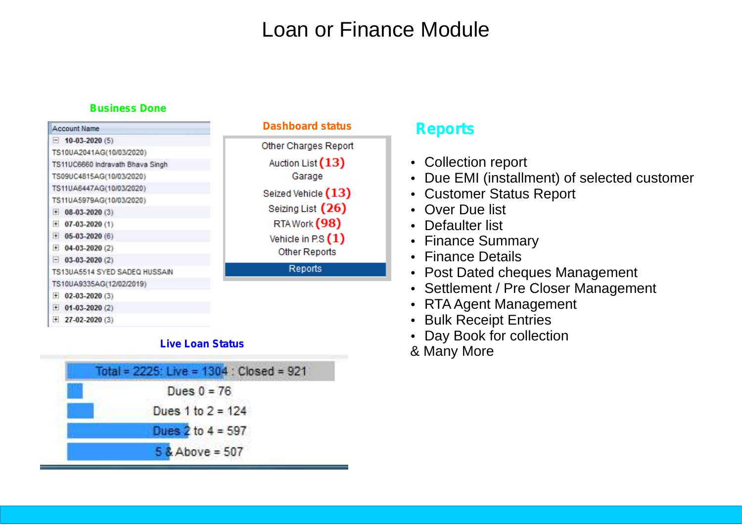# Loan or Finance Module

**Business Done**

| Account Name |
| --- |
| ⊟ **10-03-2020** (5) |
| TS10UA2041AG(10/03/2020) |
| TS11UC6660 Indravath Bhava Singh |
| TS09UC4815AG(10/03/2020) |
| TS11UA6447AG(10/03/2020) |
| TS11UA5979AG(10/03/2020) |
| ⊞ **08-03-2020** (3) |
| ⊞ **07-03-2020** (1) |
| ⊞ **05-03-2020** (6) |
| ⊞ **04-03-2020** (2) |
| ⊟ **03-03-2020** (2) |
| TS13UA5514 SYED SADEQ HUSSAIN |
| TS10UA9335AG(12/02/2019) |
| ⊞ **02-03-2020** (3) |
| ⊞ **01-03-2020** (2) |
| ⊞ **27-02-2020** (3) |

**Dashboard status**

- Other Charges Report
- Auction List **(13)**
- Garage
- Seized Vehicle **(13)**
- Seizing List **(26)**
- RTA Work **(98)**
- Vehicle in P.S **(1)**
- Other Reports
- Reports

**Live Loan Status**

Total = 2225: Live = 1304 : Closed = 921

- Dues 0 = 76
- Dues 1 to 2 = 124
- Dues 2 to 4 = 597
- 5 & Above = 507

## Reports

- Collection report
- Due EMI (installment) of selected customer
- Customer Status Report
- Over Due list
- Defaulter list
- Finance Summary
- Finance Details
- Post Dated cheques Management
- Settlement / Pre Closer Management
- RTA Agent Management
- Bulk Receipt Entries
- Day Book for collection

& Many More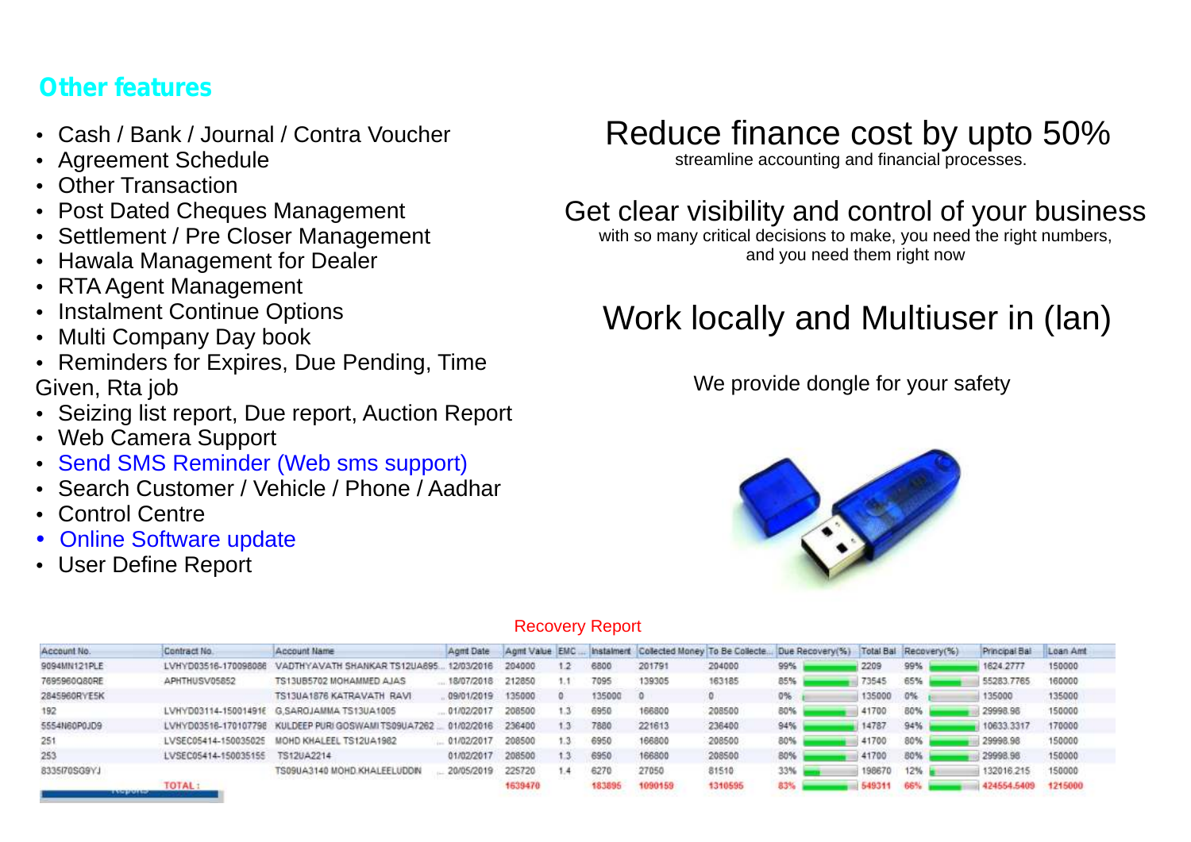## Other features

- Cash / Bank / Journal / Contra Voucher
- Agreement Schedule
- Other Transaction
- Post Dated Cheques Management
- Settlement / Pre Closer Management
- Hawala Management for Dealer
- RTA Agent Management
- Instalment Continue Options
- Multi Company Day book
- Reminders for Expires, Due Pending, Time Given, Rta job
- Seizing list report, Due report, Auction Report
- Web Camera Support
- Send SMS Reminder (Web sms support)
- Search Customer / Vehicle / Phone / Aadhar
- Control Centre
- Online Software update
- User Define Report

# Reduce finance cost by upto 50%

streamline accounting and financial processes.

## Get clear visibility and control of your business

with so many critical decisions to make, you need the right numbers, and you need them right now

# Work locally and Multiuser in (lan)

We provide dongle for your safety

Recovery Report

| Account No. | Contract No. | Account Name | Agmt Date | Agmt Value | EMC ... | Instalment | Collected Money | To Be Collecte... | Due Recovery(%) | Total Bal | Recovery(%) | Principal Bal | Loan Amt |
|---|---|---|---|---|---|---|---|---|---|---|---|---|---|
| 9094MN121PLE | LVHYD03516-170098086 | VADTHYAVATH SHANKAR TS12UA695... | 12/03/2016 | 204000 | 1.2 | 6800 | 201791 | 204000 | 99% | 2209 | 99% | 1624.2777 | 150000 |
| 7695960Q80RE | APHTHUSV05852 | TS13UB5702 MOHAMMED AJAS | ... 18/07/2018 | 212850 | 1.1 | 7095 | 139305 | 163185 | 85% | 73545 | 65% | 55283.7765 | 160000 |
| 2845960RYE5K | | TS13UA1876 KATRAVATH RAVI | ... 09/01/2019 | 135000 | 0 | 135000 | 0 | 0 | 0% | 135000 | 0% | 135000 | 135000 |
| 192 | LVHYD03114-15001491€ | G.SAROJAMMA TS13UA1005 | ... 01/02/2017 | 208500 | 1.3 | 6950 | 166800 | 208500 | 80% | 41700 | 80% | 29998.98 | 150000 |
| 5554N60P0JD9 | LVHYD03516-170107798 | KULDEEP PURI GOSWAMI TS09UA7262 ... | 01/02/2016 | 236400 | 1.3 | 7880 | 221613 | 236400 | 94% | 14787 | 94% | 10633.3317 | 170000 |
| 251 | LVSEC05414-150035025 | MOHD KHALEEL TS12UA1982 | ... 01/02/2017 | 208500 | 1.3 | 6950 | 166800 | 208500 | 80% | 41700 | 80% | 29998.98 | 150000 |
| 253 | LVSEC05414-150035155 | TS12UA2214 | 01/02/2017 | 208500 | 1.3 | 6950 | 166800 | 208500 | 80% | 41700 | 80% | 29998.98 | 150000 |
| 8335I70SG9YJ | | TS09UA3140 MOHD KHALEELUDDIN | ... 20/05/2019 | 225720 | 1.4 | 6270 | 27050 | 81510 | 33% | 198670 | 12% | 132016.215 | 150000 |
| | TOTAL : | | | 1639470 | | 183895 | 1090159 | 1310595 | 83% | 549311 | 66% | 424554.5409 | 1215000 |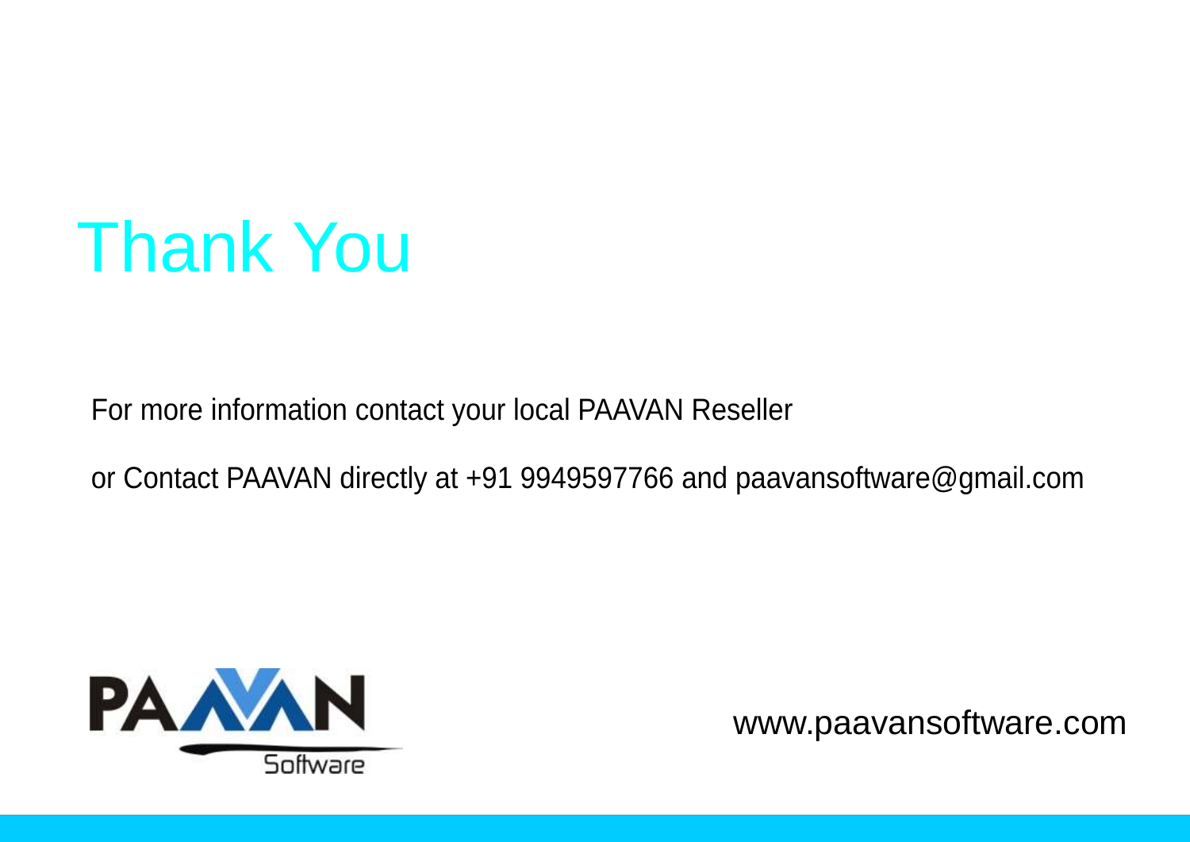# Thank You

For more information contact your local PAAVAN Reseller

or Contact PAAVAN directly at +91 9949597766 and paavansoftware@gmail.com

PAAVAN Software

www.paavansoftware.com